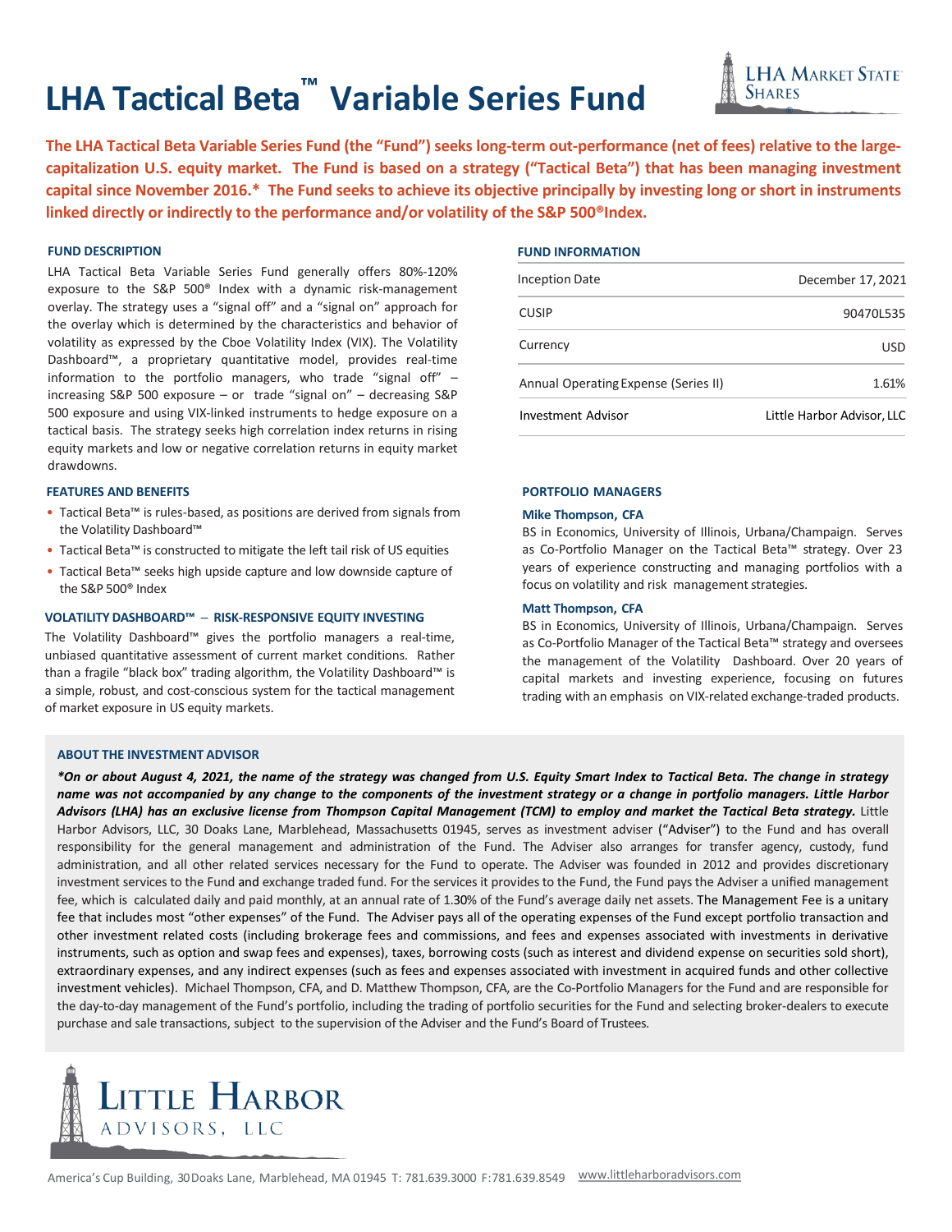# LHA Tactical Beta™ Variable Series Fund

LHA Market State Shares®

**The LHA Tactical Beta Variable Series Fund (the "Fund") seeks long-term out-performance (net of fees) relative to the large-capitalization U.S. equity market. The Fund is based on a strategy ("Tactical Beta") that has been managing investment capital since November 2016.* The Fund seeks to achieve its objective principally by investing long or short in instruments linked directly or indirectly to the performance and/or volatility of the S&P 500® Index.**

## FUND DESCRIPTION

LHA Tactical Beta Variable Series Fund generally offers 80%-120% exposure to the S&P 500® Index with a dynamic risk-management overlay. The strategy uses a "signal off" and a "signal on" approach for the overlay which is determined by the characteristics and behavior of volatility as expressed by the Cboe Volatility Index (VIX). The Volatility Dashboard™, a proprietary quantitative model, provides real-time information to the portfolio managers, who trade "signal off" – increasing S&P 500 exposure – or trade "signal on" – decreasing S&P 500 exposure and using VIX-linked instruments to hedge exposure on a tactical basis. The strategy seeks high correlation index returns in rising equity markets and low or negative correlation returns in equity market drawdowns.

## FEATURES AND BENEFITS

- Tactical Beta™ is rules-based, as positions are derived from signals from the Volatility Dashboard™
- Tactical Beta™ is constructed to mitigate the left tail risk of US equities
- Tactical Beta™ seeks high upside capture and low downside capture of the S&P 500® Index

## VOLATILITY DASHBOARD™ – RISK-RESPONSIVE EQUITY INVESTING

The Volatility Dashboard™ gives the portfolio managers a real-time, unbiased quantitative assessment of current market conditions. Rather than a fragile "black box" trading algorithm, the Volatility Dashboard™ is a simple, robust, and cost-conscious system for the tactical management of market exposure in US equity markets.

## FUND INFORMATION

| | |
|---|---|
| Inception Date | December 17, 2021 |
| CUSIP | 90470L535 |
| Currency | USD |
| Annual Operating Expense (Series II) | 1.61% |
| Investment Advisor | Little Harbor Advisor, LLC |

## PORTFOLIO MANAGERS

**Mike Thompson, CFA**

BS in Economics, University of Illinois, Urbana/Champaign. Serves as Co-Portfolio Manager on the Tactical Beta™ strategy. Over 23 years of experience constructing and managing portfolios with a focus on volatility and risk management strategies.

**Matt Thompson, CFA**

BS in Economics, University of Illinois, Urbana/Champaign. Serves as Co-Portfolio Manager of the Tactical Beta™ strategy and oversees the management of the Volatility Dashboard. Over 20 years of capital markets and investing experience, focusing on futures trading with an emphasis on VIX-related exchange-traded products.

## ABOUT THE INVESTMENT ADVISOR

***On or about August 4, 2021, the name of the strategy was changed from U.S. Equity Smart Index to Tactical Beta. The change in strategy name was not accompanied by any change to the components of the investment strategy or a change in portfolio managers. Little Harbor Advisors (LHA) has an exclusive license from Thompson Capital Management (TCM) to employ and market the Tactical Beta strategy.*** Little Harbor Advisors, LLC, 30 Doaks Lane, Marblehead, Massachusetts 01945, serves as investment adviser ("Adviser") to the Fund and has overall responsibility for the general management and administration of the Fund. The Adviser also arranges for transfer agency, custody, fund administration, and all other related services necessary for the Fund to operate. The Adviser was founded in 2012 and provides discretionary investment services to the Fund and exchange traded fund. For the services it provides to the Fund, the Fund pays the Adviser a unified management fee, which is calculated daily and paid monthly, at an annual rate of 1.30% of the Fund's average daily net assets. The Management Fee is a unitary fee that includes most "other expenses" of the Fund. The Adviser pays all of the operating expenses of the Fund except portfolio transaction and other investment related costs (including brokerage fees and commissions, and fees and expenses associated with investments in derivative instruments, such as option and swap fees and expenses), taxes, borrowing costs (such as interest and dividend expense on securities sold short), extraordinary expenses, and any indirect expenses (such as fees and expenses associated with investment in acquired funds and other collective investment vehicles). Michael Thompson, CFA, and D. Matthew Thompson, CFA, are the Co-Portfolio Managers for the Fund and are responsible for the day-to-day management of the Fund's portfolio, including the trading of portfolio securities for the Fund and selecting broker-dealers to execute purchase and sale transactions, subject to the supervision of the Adviser and the Fund's Board of Trustees.

Little Harbor Advisors, LLC

America's Cup Building, 30 Doaks Lane, Marblehead, MA 01945 T: 781.639.3000 F: 781.639.8549 www.littleharboradvisors.com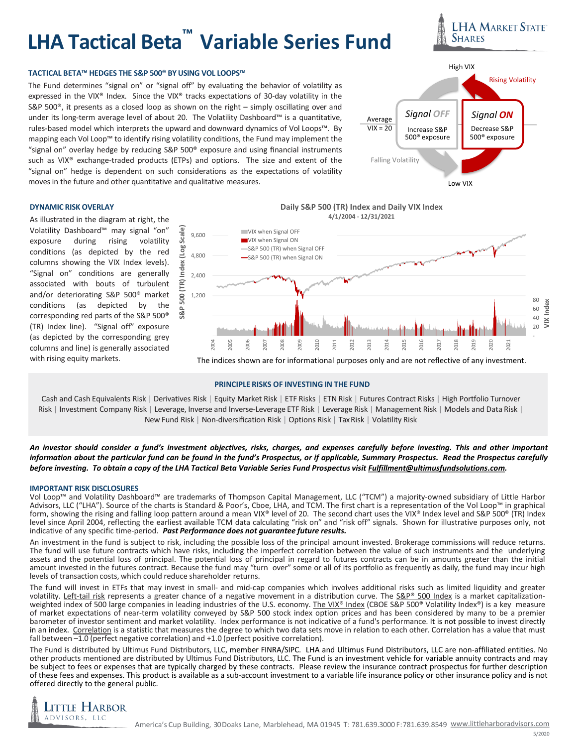# LHA Tactical Beta™ Variable Series Fund

LHA MARKET STATE SHARES

#### TACTICAL BETA™ HEDGES THE S&P 500® BY USING VOL LOOPS™

The Fund determines "signal on" or "signal off" by evaluating the behavior of volatility as expressed in the VIX® Index. Since the VIX® tracks expectations of 30-day volatility in the S&P 500®, it presents as a closed loop as shown on the right – simply oscillating over and under its long-term average level of about 20. The Volatility Dashboard™ is a quantitative, rules-based model which interprets the upward and downward dynamics of Vol Loops™. By mapping each Vol Loop™ to identify rising volatility conditions, the Fund may implement the "signal on" overlay hedge by reducing S&P 500® exposure and using financial instruments such as VIX® exchange-traded products (ETPs) and options. The size and extent of the "signal on" hedge is dependent on such considerations as the expectations of volatility moves in the future and other quantitative and qualitative measures.

High VIX
Rising Volatility
Average VIX = 20
Signal OFF
Increase S&P 500® exposure
Signal ON
Decrease S&P 500® exposure
Falling Volatility
Low VIX

#### DYNAMIC RISK OVERLAY

As illustrated in the diagram at right, the Volatility Dashboard™ may signal "on" exposure during rising volatility conditions (as depicted by the red columns showing the VIX Index levels). "Signal on" conditions are generally associated with bouts of turbulent and/or deteriorating S&P 500® market conditions (as depicted by the corresponding red parts of the S&P 500® (TR) Index line). "Signal off" exposure (as depicted by the corresponding grey columns and line) is generally associated with rising equity markets.

**Daily S&P 500 (TR) Index and Daily VIX Index**
**4/1/2004 - 12/31/2021**

VIX when Signal OFF
VIX when Signal ON
S&P 500 (TR) when Signal OFF
S&P 500 (TR) when Signal ON

S&P 500 (TR) Index (Log Scale)
9,600
4,800
2,400
1,200

VIX Index
80
60
40
20
-

2004 2005 2006 2007 2008 2009 2010 2011 2012 2013 2014 2015 2016 2017 2018 2019 2020 2021

The indices shown are for informational purposes only and are not reflective of any investment.

#### PRINCIPLE RISKS OF INVESTING IN THE FUND

Cash and Cash Equivalents Risk | Derivatives Risk | Equity Market Risk | ETF Risks | ETN Risk | Futures Contract Risks | High Portfolio Turnover Risk | Investment Company Risk | Leverage, Inverse and Inverse-Leverage ETF Risk | Leverage Risk | Management Risk | Models and Data Risk | New Fund Risk | Non-diversification Risk | Options Risk | Tax Risk | Volatility Risk

***An investor should consider a fund's investment objectives, risks, charges, and expenses carefully before investing. This and other important information about the particular fund can be found in the fund's Prospectus, or if applicable, Summary Prospectus. Read the Prospectus carefully before investing. To obtain a copy of the LHA Tactical Beta Variable Series Fund Prospectus visit Fulfillment@ultimusfundsolutions.com.***

#### IMPORTANT RISK DISCLOSURES

Vol Loop™ and Volatility Dashboard™ are trademarks of Thompson Capital Management, LLC ("TCM") a majority-owned subsidiary of Little Harbor Advisors, LLC ("LHA"). Source of the charts is Standard & Poor's, Cboe, LHA, and TCM. The first chart is a representation of the Vol Loop™ in graphical form, showing the rising and falling loop pattern around a mean VIX® level of 20. The second chart uses the VIX® Index level and S&P 500® (TR) Index level since April 2004, reflecting the earliest available TCM data calculating "risk on" and "risk off" signals. Shown for illustrative purposes only, not indicative of any specific time-period. ***Past Performance does not guarantee future results.***

An investment in the fund is subject to risk, including the possible loss of the principal amount invested. Brokerage commissions will reduce returns. The fund will use future contracts which have risks, including the imperfect correlation between the value of such instruments and the underlying assets and the potential loss of principal. The potential loss of principal in regard to futures contracts can be in amounts greater than the initial amount invested in the futures contract. Because the fund may "turn over" some or all of its portfolio as frequently as daily, the fund may incur high levels of transaction costs, which could reduce shareholder returns.

The fund will invest in ETFs that may invest in small- and mid-cap companies which involves additional risks such as limited liquidity and greater volatility. Left-tail risk represents a greater chance of a negative movement in a distribution curve. The S&P® 500 Index is a market capitalization-weighted index of 500 large companies in leading industries of the U.S. economy. The VIX® Index (CBOE S&P 500® Volatility Index®) is a key measure of market expectations of near-term volatility conveyed by S&P 500 stock index option prices and has been considered by many to be a premier barometer of investor sentiment and market volatility. Index performance is not indicative of a fund's performance. It is not possible to invest directly in an index. Correlation is a statistic that measures the degree to which two data sets move in relation to each other. Correlation has a value that must fall between –1.0 (perfect negative correlation) and +1.0 (perfect positive correlation).

The Fund is distributed by Ultimus Fund Distributors, LLC, member FINRA/SIPC. LHA and Ultimus Fund Distributors, LLC are non-affiliated entities. No other products mentioned are distributed by Ultimus Fund Distributors, LLC. The Fund is an investment vehicle for variable annuity contracts and may be subject to fees or expenses that are typically charged by these contracts. Please review the insurance contract prospectus for further description of these fees and expenses. This product is available as a sub-account investment to a variable life insurance policy or other insurance policy and is not offered directly to the general public.

LITTLE HARBOR ADVISORS, LLC

America's Cup Building, 30 Doaks Lane, Marblehead, MA 01945 T: 781.639.3000 F: 781.639.8549 www.littleharboradvisors.com

5/2020